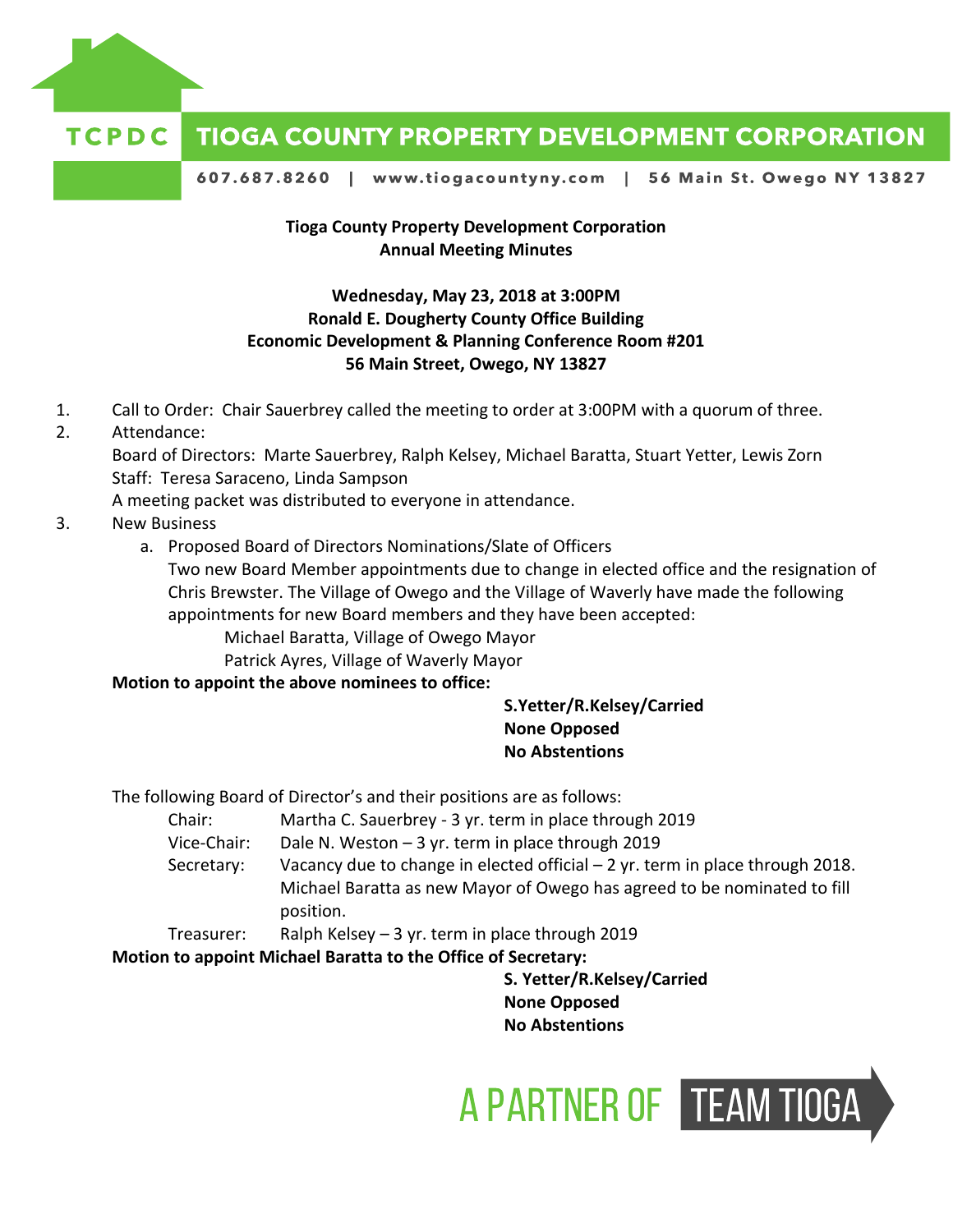**TCPDC TIOGA COUNTY PROPERTY DEVELOPMENT CORPORATION**

607.687.8260 | www.tiogacountyny.com | 56 Main St. Owego NY 13827

**Tioga County Property Development Corporation**
**Annual Meeting Minutes**

**Wednesday, May 23, 2018 at 3:00PM**
**Ronald E. Dougherty County Office Building**
**Economic Development & Planning Conference Room #201**
**56 Main Street, Owego, NY 13827**

1. Call to Order: Chair Sauerbrey called the meeting to order at 3:00PM with a quorum of three.
2. Attendance:
   Board of Directors: Marte Sauerbrey, Ralph Kelsey, Michael Baratta, Stuart Yetter, Lewis Zorn
   Staff: Teresa Saraceno, Linda Sampson
   A meeting packet was distributed to everyone in attendance.
3. New Business
   a. Proposed Board of Directors Nominations/Slate of Officers
      Two new Board Member appointments due to change in elected office and the resignation of Chris Brewster. The Village of Owego and the Village of Waverly have made the following appointments for new Board members and they have been accepted:
      Michael Baratta, Village of Owego Mayor
      Patrick Ayres, Village of Waverly Mayor

**Motion to appoint the above nominees to office:**

**S.Yetter/R.Kelsey/Carried**
**None Opposed**
**No Abstentions**

The following Board of Director's and their positions are as follows:

Chair: Martha C. Sauerbrey - 3 yr. term in place through 2019
Vice-Chair: Dale N. Weston – 3 yr. term in place through 2019
Secretary: Vacancy due to change in elected official – 2 yr. term in place through 2018. Michael Baratta as new Mayor of Owego has agreed to be nominated to fill position.
Treasurer: Ralph Kelsey – 3 yr. term in place through 2019

**Motion to appoint Michael Baratta to the Office of Secretary:**

**S. Yetter/R.Kelsey/Carried**
**None Opposed**
**No Abstentions**

A PARTNER OF TEAM TIOGA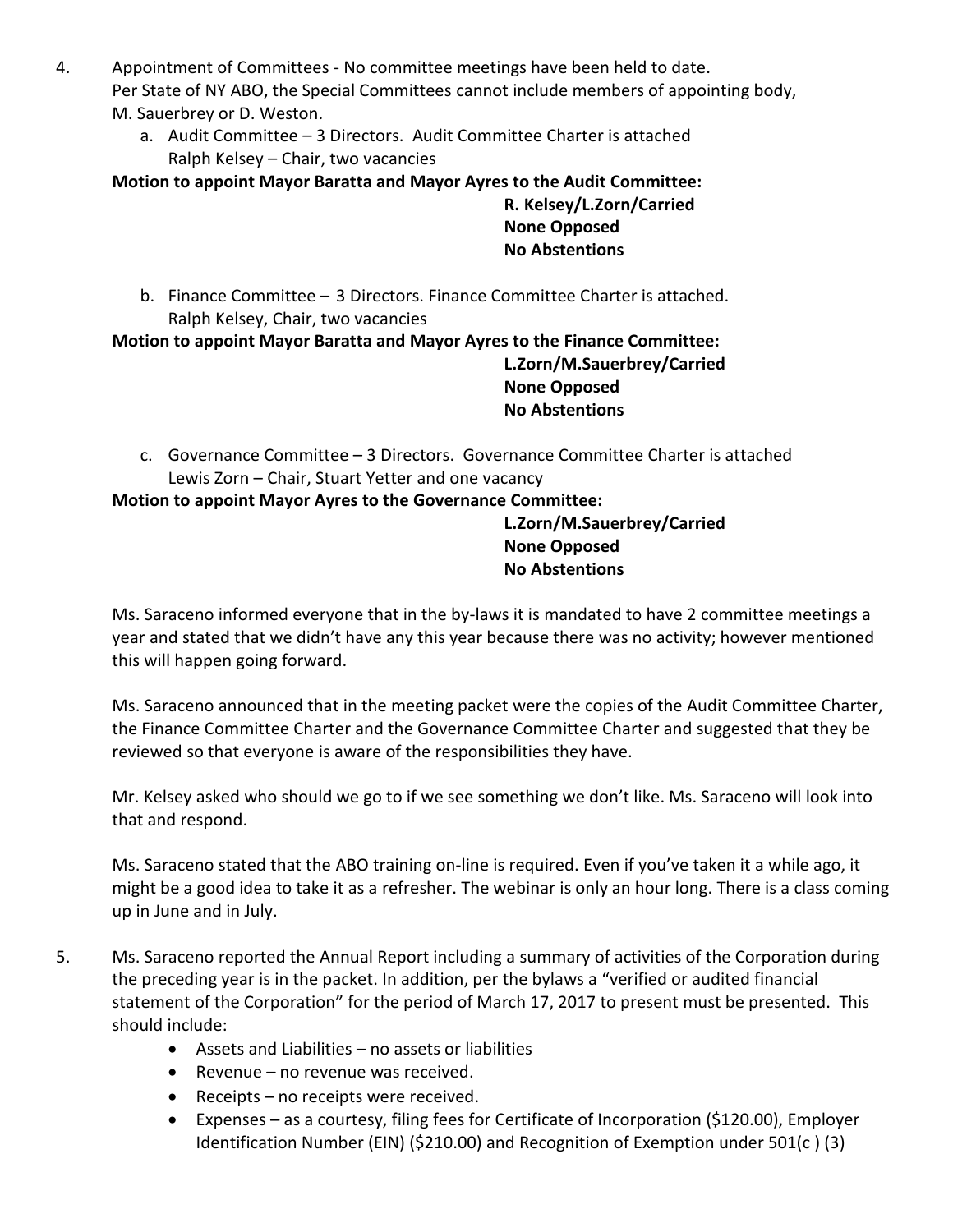4. Appointment of Committees - No committee meetings have been held to date.
   Per State of NY ABO, the Special Committees cannot include members of appointing body, M. Sauerbrey or D. Weston.

   a. Audit Committee – 3 Directors. Audit Committee Charter is attached
      Ralph Kelsey – Chair, two vacancies

**Motion to appoint Mayor Baratta and Mayor Ayres to the Audit Committee:**

**R. Kelsey/L.Zorn/Carried**
**None Opposed**
**No Abstentions**

   b. Finance Committee – 3 Directors. Finance Committee Charter is attached.
      Ralph Kelsey, Chair, two vacancies

**Motion to appoint Mayor Baratta and Mayor Ayres to the Finance Committee:**

**L.Zorn/M.Sauerbrey/Carried**
**None Opposed**
**No Abstentions**

   c. Governance Committee – 3 Directors. Governance Committee Charter is attached
      Lewis Zorn – Chair, Stuart Yetter and one vacancy

**Motion to appoint Mayor Ayres to the Governance Committee:**

**L.Zorn/M.Sauerbrey/Carried**
**None Opposed**
**No Abstentions**

Ms. Saraceno informed everyone that in the by-laws it is mandated to have 2 committee meetings a year and stated that we didn't have any this year because there was no activity; however mentioned this will happen going forward.

Ms. Saraceno announced that in the meeting packet were the copies of the Audit Committee Charter, the Finance Committee Charter and the Governance Committee Charter and suggested that they be reviewed so that everyone is aware of the responsibilities they have.

Mr. Kelsey asked who should we go to if we see something we don't like. Ms. Saraceno will look into that and respond.

Ms. Saraceno stated that the ABO training on-line is required. Even if you've taken it a while ago, it might be a good idea to take it as a refresher. The webinar is only an hour long. There is a class coming up in June and in July.

5. Ms. Saraceno reported the Annual Report including a summary of activities of the Corporation during the preceding year is in the packet. In addition, per the bylaws a "verified or audited financial statement of the Corporation" for the period of March 17, 2017 to present must be presented. This should include:

   - Assets and Liabilities – no assets or liabilities
   - Revenue – no revenue was received.
   - Receipts – no receipts were received.
   - Expenses – as a courtesy, filing fees for Certificate of Incorporation ($120.00), Employer Identification Number (EIN) ($210.00) and Recognition of Exemption under 501(c ) (3)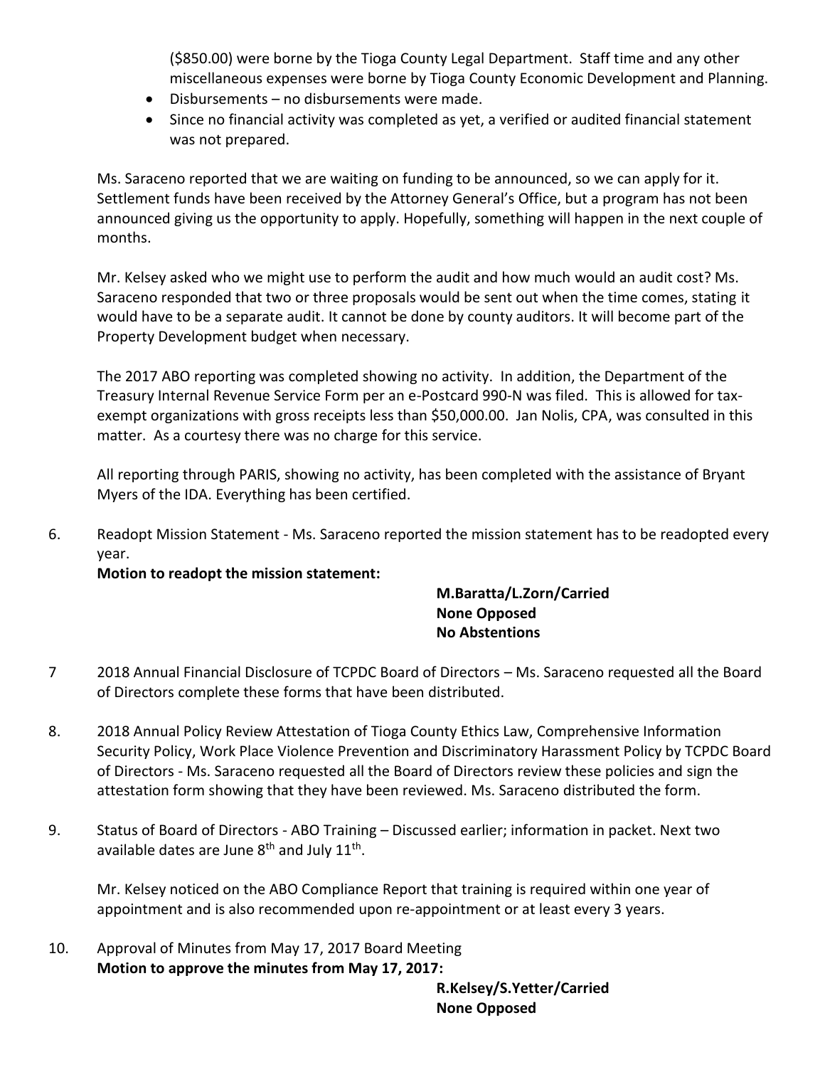($850.00) were borne by the Tioga County Legal Department. Staff time and any other miscellaneous expenses were borne by Tioga County Economic Development and Planning.

- Disbursements – no disbursements were made.
- Since no financial activity was completed as yet, a verified or audited financial statement was not prepared.

Ms. Saraceno reported that we are waiting on funding to be announced, so we can apply for it. Settlement funds have been received by the Attorney General's Office, but a program has not been announced giving us the opportunity to apply. Hopefully, something will happen in the next couple of months.

Mr. Kelsey asked who we might use to perform the audit and how much would an audit cost? Ms. Saraceno responded that two or three proposals would be sent out when the time comes, stating it would have to be a separate audit. It cannot be done by county auditors. It will become part of the Property Development budget when necessary.

The 2017 ABO reporting was completed showing no activity. In addition, the Department of the Treasury Internal Revenue Service Form per an e-Postcard 990-N was filed. This is allowed for tax-exempt organizations with gross receipts less than $50,000.00. Jan Nolis, CPA, was consulted in this matter. As a courtesy there was no charge for this service.

All reporting through PARIS, showing no activity, has been completed with the assistance of Bryant Myers of the IDA. Everything has been certified.

6. Readopt Mission Statement - Ms. Saraceno reported the mission statement has to be readopted every year.

   **Motion to readopt the mission statement:**

   **M.Baratta/L.Zorn/Carried**
   **None Opposed**
   **No Abstentions**

7. 2018 Annual Financial Disclosure of TCPDC Board of Directors – Ms. Saraceno requested all the Board of Directors complete these forms that have been distributed.

8. 2018 Annual Policy Review Attestation of Tioga County Ethics Law, Comprehensive Information Security Policy, Work Place Violence Prevention and Discriminatory Harassment Policy by TCPDC Board of Directors - Ms. Saraceno requested all the Board of Directors review these policies and sign the attestation form showing that they have been reviewed. Ms. Saraceno distributed the form.

9. Status of Board of Directors - ABO Training – Discussed earlier; information in packet. Next two available dates are June 8th and July 11th.

   Mr. Kelsey noticed on the ABO Compliance Report that training is required within one year of appointment and is also recommended upon re-appointment or at least every 3 years.

10. Approval of Minutes from May 17, 2017 Board Meeting

    **Motion to approve the minutes from May 17, 2017:**

    **R.Kelsey/S.Yetter/Carried**
    **None Opposed**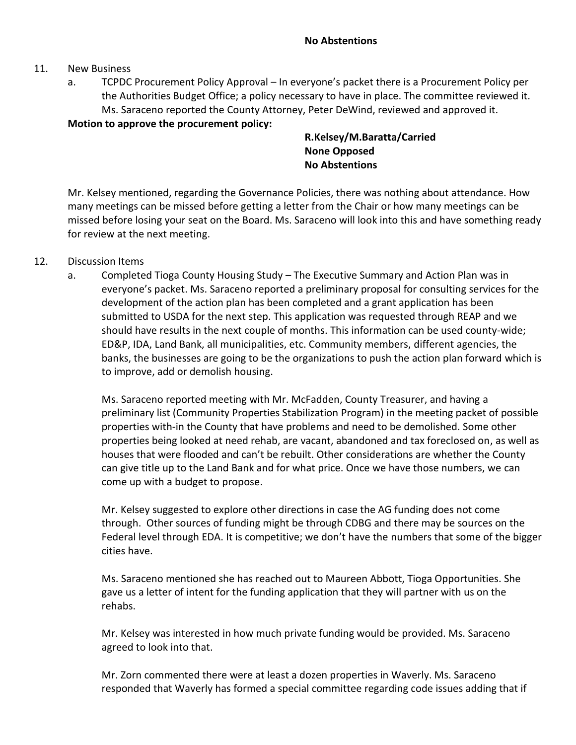**No Abstentions**

11. New Business
    a. TCPDC Procurement Policy Approval – In everyone's packet there is a Procurement Policy per the Authorities Budget Office; a policy necessary to have in place. The committee reviewed it. Ms. Saraceno reported the County Attorney, Peter DeWind, reviewed and approved it.

**Motion to approve the procurement policy:**

**R.Kelsey/M.Baratta/Carried**
**None Opposed**
**No Abstentions**

Mr. Kelsey mentioned, regarding the Governance Policies, there was nothing about attendance. How many meetings can be missed before getting a letter from the Chair or how many meetings can be missed before losing your seat on the Board. Ms. Saraceno will look into this and have something ready for review at the next meeting.

12. Discussion Items
    a. Completed Tioga County Housing Study – The Executive Summary and Action Plan was in everyone's packet. Ms. Saraceno reported a preliminary proposal for consulting services for the development of the action plan has been completed and a grant application has been submitted to USDA for the next step. This application was requested through REAP and we should have results in the next couple of months. This information can be used county-wide; ED&P, IDA, Land Bank, all municipalities, etc. Community members, different agencies, the banks, the businesses are going to be the organizations to push the action plan forward which is to improve, add or demolish housing.

    Ms. Saraceno reported meeting with Mr. McFadden, County Treasurer, and having a preliminary list (Community Properties Stabilization Program) in the meeting packet of possible properties with-in the County that have problems and need to be demolished. Some other properties being looked at need rehab, are vacant, abandoned and tax foreclosed on, as well as houses that were flooded and can't be rebuilt. Other considerations are whether the County can give title up to the Land Bank and for what price. Once we have those numbers, we can come up with a budget to propose.

    Mr. Kelsey suggested to explore other directions in case the AG funding does not come through. Other sources of funding might be through CDBG and there may be sources on the Federal level through EDA. It is competitive; we don't have the numbers that some of the bigger cities have.

    Ms. Saraceno mentioned she has reached out to Maureen Abbott, Tioga Opportunities. She gave us a letter of intent for the funding application that they will partner with us on the rehabs.

    Mr. Kelsey was interested in how much private funding would be provided. Ms. Saraceno agreed to look into that.

    Mr. Zorn commented there were at least a dozen properties in Waverly. Ms. Saraceno responded that Waverly has formed a special committee regarding code issues adding that if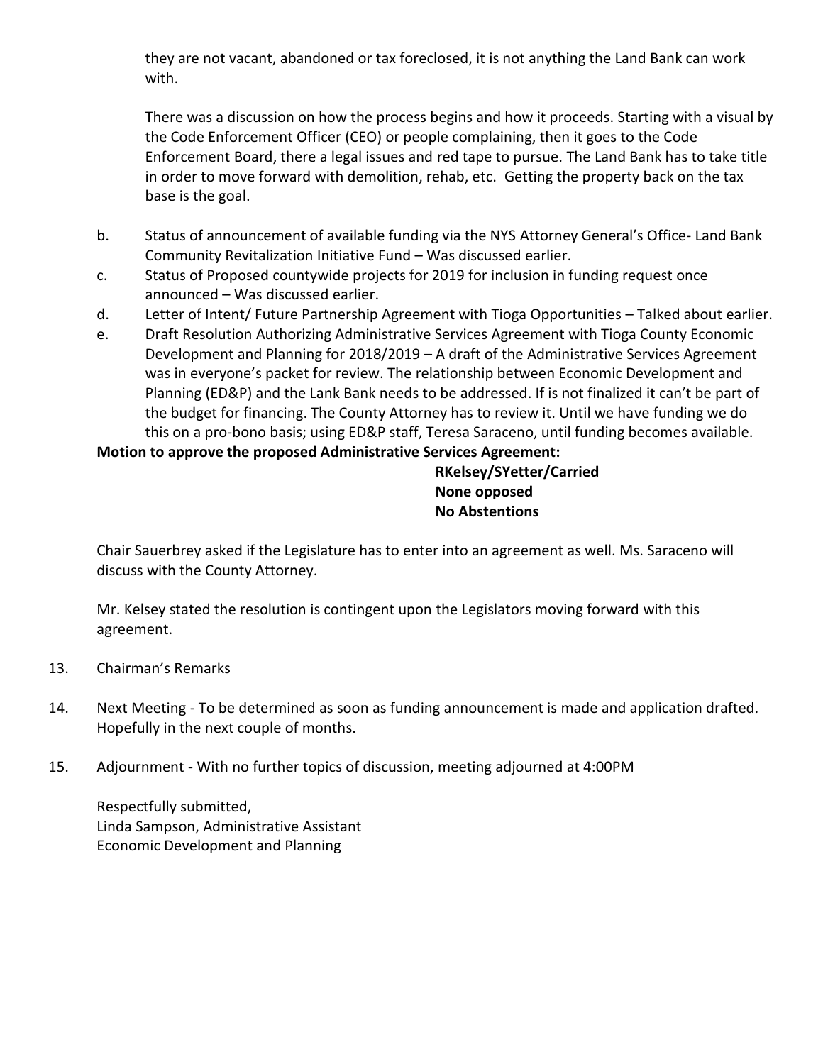they are not vacant, abandoned or tax foreclosed, it is not anything the Land Bank can work with.

There was a discussion on how the process begins and how it proceeds. Starting with a visual by the Code Enforcement Officer (CEO) or people complaining, then it goes to the Code Enforcement Board, there a legal issues and red tape to pursue. The Land Bank has to take title in order to move forward with demolition, rehab, etc. Getting the property back on the tax base is the goal.

b. Status of announcement of available funding via the NYS Attorney General's Office- Land Bank Community Revitalization Initiative Fund – Was discussed earlier.

c. Status of Proposed countywide projects for 2019 for inclusion in funding request once announced – Was discussed earlier.

d. Letter of Intent/ Future Partnership Agreement with Tioga Opportunities – Talked about earlier.

e. Draft Resolution Authorizing Administrative Services Agreement with Tioga County Economic Development and Planning for 2018/2019 – A draft of the Administrative Services Agreement was in everyone's packet for review. The relationship between Economic Development and Planning (ED&P) and the Lank Bank needs to be addressed. If is not finalized it can't be part of the budget for financing. The County Attorney has to review it. Until we have funding we do this on a pro-bono basis; using ED&P staff, Teresa Saraceno, until funding becomes available.

**Motion to approve the proposed Administrative Services Agreement:**

**RKelsey/SYetter/Carried**
**None opposed**
**No Abstentions**

Chair Sauerbrey asked if the Legislature has to enter into an agreement as well. Ms. Saraceno will discuss with the County Attorney.

Mr. Kelsey stated the resolution is contingent upon the Legislators moving forward with this agreement.

13. Chairman's Remarks

14. Next Meeting - To be determined as soon as funding announcement is made and application drafted. Hopefully in the next couple of months.

15. Adjournment - With no further topics of discussion, meeting adjourned at 4:00PM

Respectfully submitted,
Linda Sampson, Administrative Assistant
Economic Development and Planning